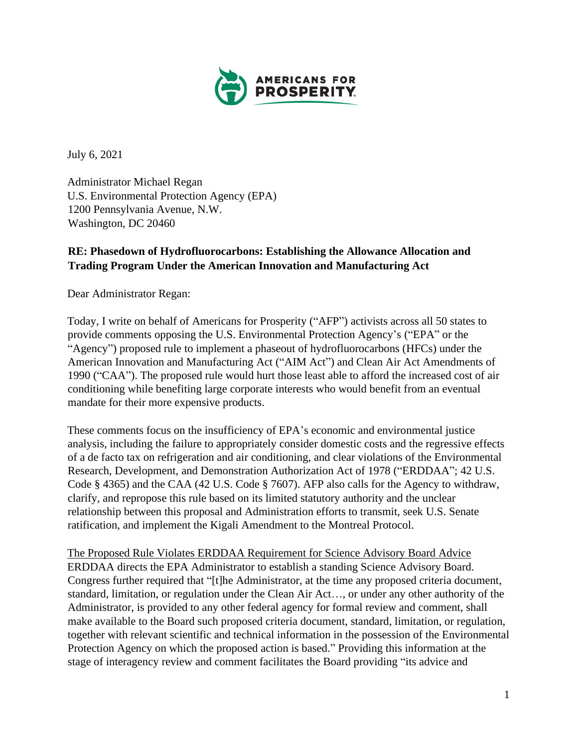**AMERICANS FOR PROSPERITY**

July 6, 2021

Administrator Michael Regan
U.S. Environmental Protection Agency (EPA)
1200 Pennsylvania Avenue, N.W.
Washington, DC 20460

**RE: Phasedown of Hydrofluorocarbons: Establishing the Allowance Allocation and Trading Program Under the American Innovation and Manufacturing Act**

Dear Administrator Regan:

Today, I write on behalf of Americans for Prosperity ("AFP") activists across all 50 states to provide comments opposing the U.S. Environmental Protection Agency's ("EPA" or the "Agency") proposed rule to implement a phaseout of hydrofluorocarbons (HFCs) under the American Innovation and Manufacturing Act ("AIM Act") and Clean Air Act Amendments of 1990 ("CAA"). The proposed rule would hurt those least able to afford the increased cost of air conditioning while benefiting large corporate interests who would benefit from an eventual mandate for their more expensive products.

These comments focus on the insufficiency of EPA's economic and environmental justice analysis, including the failure to appropriately consider domestic costs and the regressive effects of a de facto tax on refrigeration and air conditioning, and clear violations of the Environmental Research, Development, and Demonstration Authorization Act of 1978 ("ERDDAA"; 42 U.S. Code § 4365) and the CAA (42 U.S. Code § 7607). AFP also calls for the Agency to withdraw, clarify, and repropose this rule based on its limited statutory authority and the unclear relationship between this proposal and Administration efforts to transmit, seek U.S. Senate ratification, and implement the Kigali Amendment to the Montreal Protocol.

<u>The Proposed Rule Violates ERDDAA Requirement for Science Advisory Board Advice</u>

ERDDAA directs the EPA Administrator to establish a standing Science Advisory Board. Congress further required that "[t]he Administrator, at the time any proposed criteria document, standard, limitation, or regulation under the Clean Air Act…, or under any other authority of the Administrator, is provided to any other federal agency for formal review and comment, shall make available to the Board such proposed criteria document, standard, limitation, or regulation, together with relevant scientific and technical information in the possession of the Environmental Protection Agency on which the proposed action is based." Providing this information at the stage of interagency review and comment facilitates the Board providing "its advice and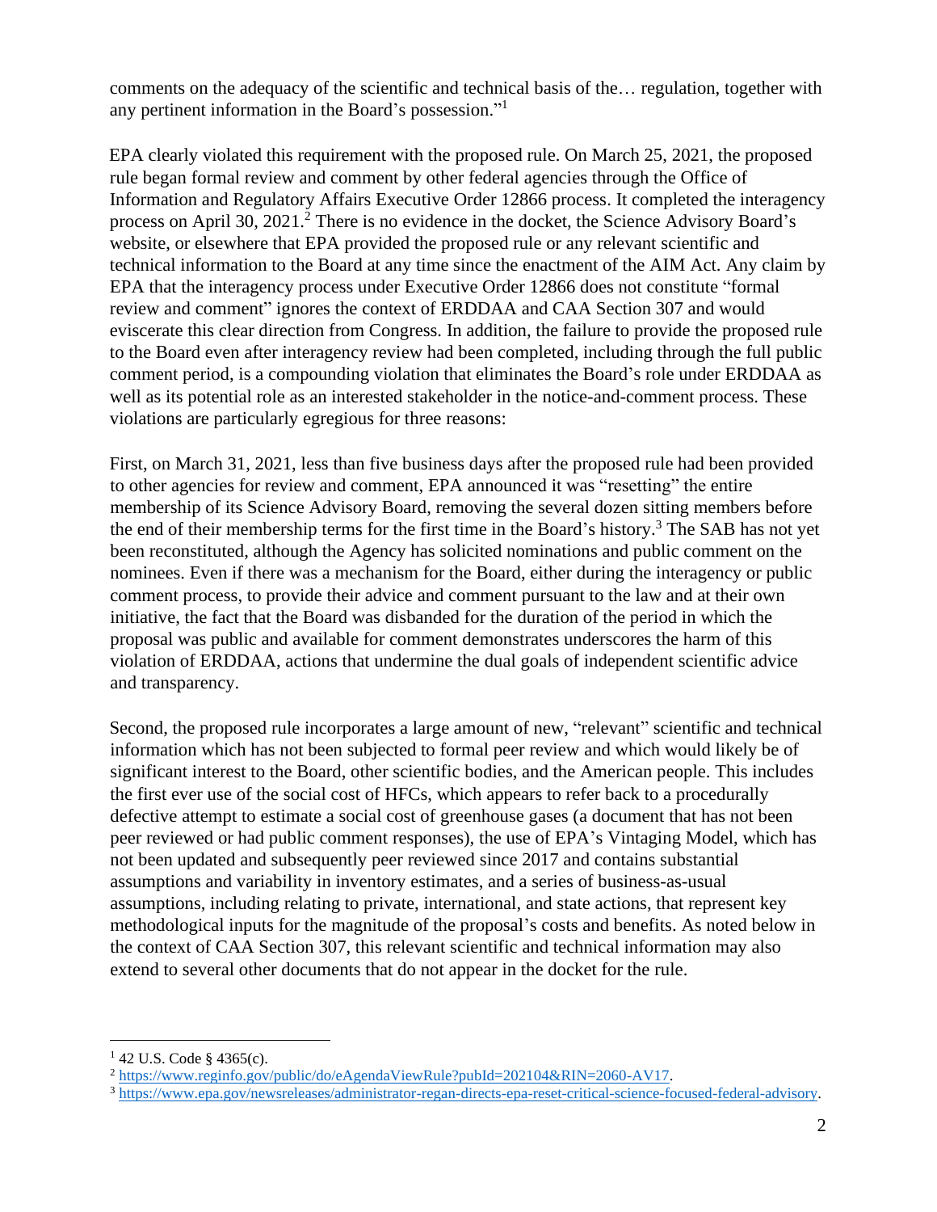comments on the adequacy of the scientific and technical basis of the… regulation, together with any pertinent information in the Board's possession."[1]

EPA clearly violated this requirement with the proposed rule. On March 25, 2021, the proposed rule began formal review and comment by other federal agencies through the Office of Information and Regulatory Affairs Executive Order 12866 process. It completed the interagency process on April 30, 2021.[2] There is no evidence in the docket, the Science Advisory Board's website, or elsewhere that EPA provided the proposed rule or any relevant scientific and technical information to the Board at any time since the enactment of the AIM Act. Any claim by EPA that the interagency process under Executive Order 12866 does not constitute "formal review and comment" ignores the context of ERDDAA and CAA Section 307 and would eviscerate this clear direction from Congress. In addition, the failure to provide the proposed rule to the Board even after interagency review had been completed, including through the full public comment period, is a compounding violation that eliminates the Board's role under ERDDAA as well as its potential role as an interested stakeholder in the notice-and-comment process. These violations are particularly egregious for three reasons:

First, on March 31, 2021, less than five business days after the proposed rule had been provided to other agencies for review and comment, EPA announced it was "resetting" the entire membership of its Science Advisory Board, removing the several dozen sitting members before the end of their membership terms for the first time in the Board's history.[3] The SAB has not yet been reconstituted, although the Agency has solicited nominations and public comment on the nominees. Even if there was a mechanism for the Board, either during the interagency or public comment process, to provide their advice and comment pursuant to the law and at their own initiative, the fact that the Board was disbanded for the duration of the period in which the proposal was public and available for comment demonstrates underscores the harm of this violation of ERDDAA, actions that undermine the dual goals of independent scientific advice and transparency.

Second, the proposed rule incorporates a large amount of new, "relevant" scientific and technical information which has not been subjected to formal peer review and which would likely be of significant interest to the Board, other scientific bodies, and the American people. This includes the first ever use of the social cost of HFCs, which appears to refer back to a procedurally defective attempt to estimate a social cost of greenhouse gases (a document that has not been peer reviewed or had public comment responses), the use of EPA's Vintaging Model, which has not been updated and subsequently peer reviewed since 2017 and contains substantial assumptions and variability in inventory estimates, and a series of business-as-usual assumptions, including relating to private, international, and state actions, that represent key methodological inputs for the magnitude of the proposal's costs and benefits. As noted below in the context of CAA Section 307, this relevant scientific and technical information may also extend to several other documents that do not appear in the docket for the rule.

---

[1] 42 U.S. Code § 4365(c).

[2] https://www.reginfo.gov/public/do/eAgendaViewRule?pubId=202104&RIN=2060-AV17.

[3] https://www.epa.gov/newsreleases/administrator-regan-directs-epa-reset-critical-science-focused-federal-advisory.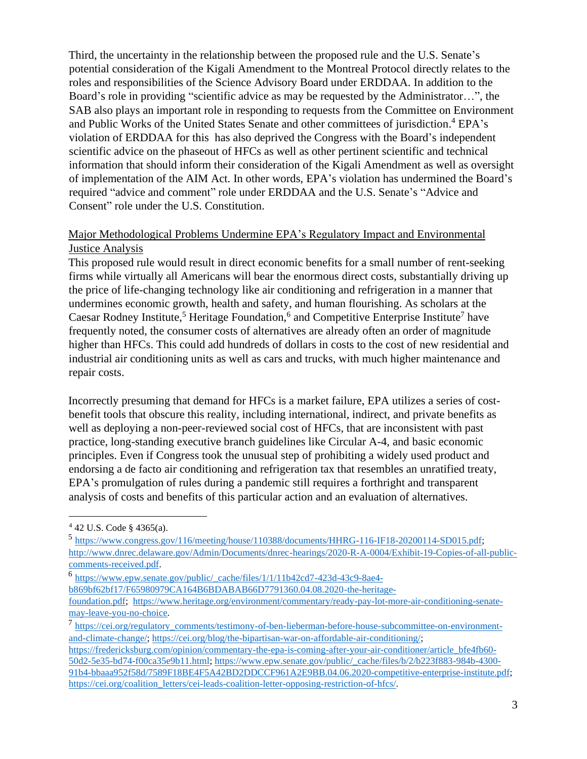Third, the uncertainty in the relationship between the proposed rule and the U.S. Senate's potential consideration of the Kigali Amendment to the Montreal Protocol directly relates to the roles and responsibilities of the Science Advisory Board under ERDDAA. In addition to the Board's role in providing "scientific advice as may be requested by the Administrator…", the SAB also plays an important role in responding to requests from the Committee on Environment and Public Works of the United States Senate and other committees of jurisdiction.[4] EPA's violation of ERDDAA for this has also deprived the Congress with the Board's independent scientific advice on the phaseout of HFCs as well as other pertinent scientific and technical information that should inform their consideration of the Kigali Amendment as well as oversight of implementation of the AIM Act. In other words, EPA's violation has undermined the Board's required "advice and comment" role under ERDDAA and the U.S. Senate's "Advice and Consent" role under the U.S. Constitution.

<u>Major Methodological Problems Undermine EPA's Regulatory Impact and Environmental Justice Analysis</u>

This proposed rule would result in direct economic benefits for a small number of rent-seeking firms while virtually all Americans will bear the enormous direct costs, substantially driving up the price of life-changing technology like air conditioning and refrigeration in a manner that undermines economic growth, health and safety, and human flourishing. As scholars at the Caesar Rodney Institute,[5] Heritage Foundation,[6] and Competitive Enterprise Institute[7] have frequently noted, the consumer costs of alternatives are already often an order of magnitude higher than HFCs. This could add hundreds of dollars in costs to the cost of new residential and industrial air conditioning units as well as cars and trucks, with much higher maintenance and repair costs.

Incorrectly presuming that demand for HFCs is a market failure, EPA utilizes a series of cost-benefit tools that obscure this reality, including international, indirect, and private benefits as well as deploying a non-peer-reviewed social cost of HFCs, that are inconsistent with past practice, long-standing executive branch guidelines like Circular A-4, and basic economic principles. Even if Congress took the unusual step of prohibiting a widely used product and endorsing a de facto air conditioning and refrigeration tax that resembles an unratified treaty, EPA's promulgation of rules during a pandemic still requires a forthright and transparent analysis of costs and benefits of this particular action and an evaluation of alternatives.

---

[4] 42 U.S. Code § 4365(a).

[5] https://www.congress.gov/116/meeting/house/110388/documents/HHRG-116-IF18-20200114-SD015.pdf; http://www.dnrec.delaware.gov/Admin/Documents/dnrec-hearings/2020-R-A-0004/Exhibit-19-Copies-of-all-public-comments-received.pdf.

[6] https://www.epw.senate.gov/public/_cache/files/1/1/11b42cd7-423d-43c9-8ae4-b869bf62bf17/F65980979CA164B6BDABAB66D7791360.04.08.2020-the-heritage-foundation.pdf; https://www.heritage.org/environment/commentary/ready-pay-lot-more-air-conditioning-senate-may-leave-you-no-choice.

[7] https://cei.org/regulatory_comments/testimony-of-ben-lieberman-before-house-subcommittee-on-environment-and-climate-change/; https://cei.org/blog/the-bipartisan-war-on-affordable-air-conditioning/; https://fredericksburg.com/opinion/commentary-the-epa-is-coming-after-your-air-conditioner/article_bfe4fb60-50d2-5e35-bd74-f00ca35e9b11.html; https://www.epw.senate.gov/public/_cache/files/b/2/b223f883-984b-4300-91b4-bbaaa952f58d/7589F18BE4F5A42BD2DDCCF961A2E9BB.04.06.2020-competitive-enterprise-institute.pdf; https://cei.org/coalition_letters/cei-leads-coalition-letter-opposing-restriction-of-hfcs/.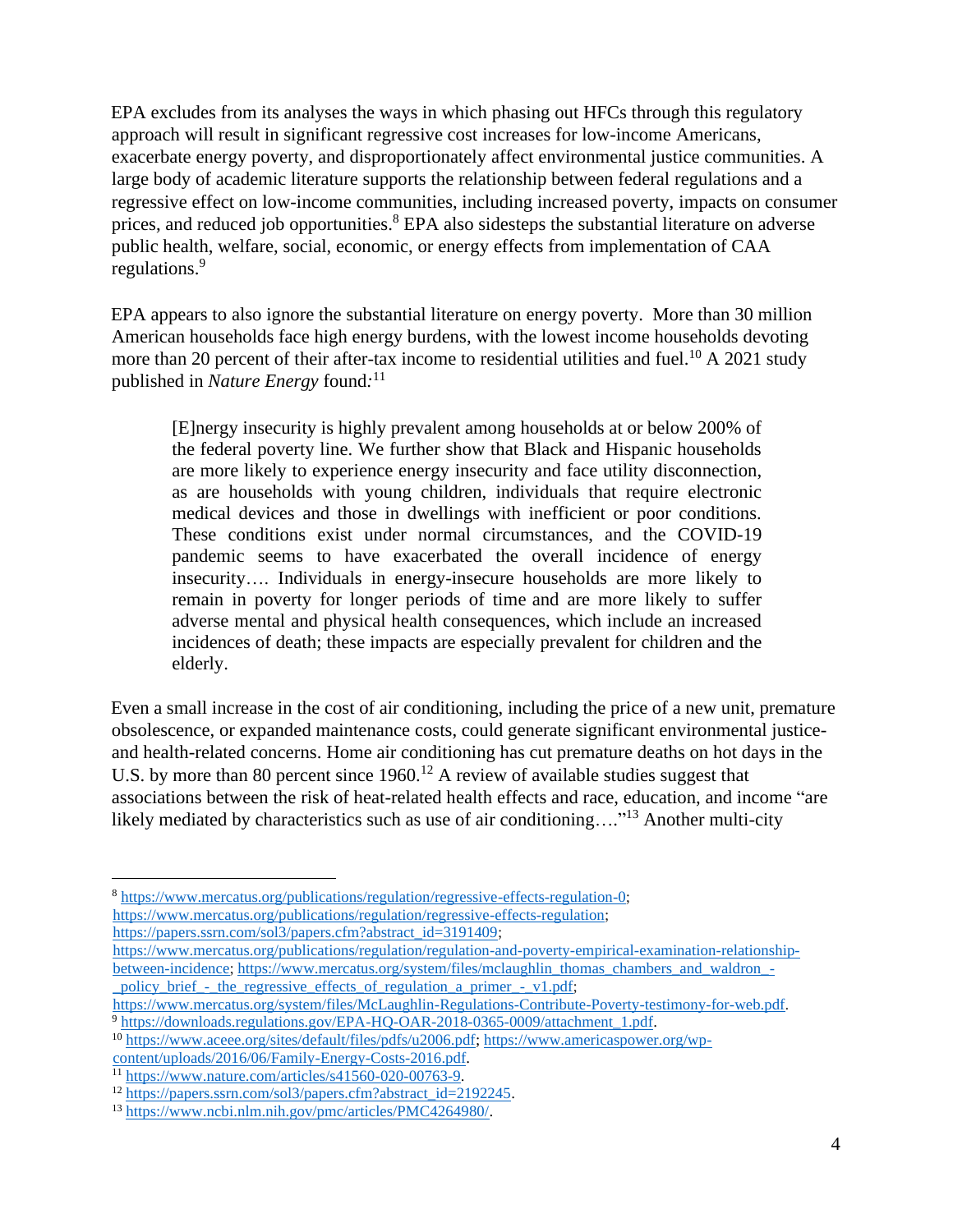EPA excludes from its analyses the ways in which phasing out HFCs through this regulatory approach will result in significant regressive cost increases for low-income Americans, exacerbate energy poverty, and disproportionately affect environmental justice communities. A large body of academic literature supports the relationship between federal regulations and a regressive effect on low-income communities, including increased poverty, impacts on consumer prices, and reduced job opportunities.[8] EPA also sidesteps the substantial literature on adverse public health, welfare, social, economic, or energy effects from implementation of CAA regulations.[9]

EPA appears to also ignore the substantial literature on energy poverty. More than 30 million American households face high energy burdens, with the lowest income households devoting more than 20 percent of their after-tax income to residential utilities and fuel.[10] A 2021 study published in *Nature Energy* found:[11]

> [E]nergy insecurity is highly prevalent among households at or below 200% of the federal poverty line. We further show that Black and Hispanic households are more likely to experience energy insecurity and face utility disconnection, as are households with young children, individuals that require electronic medical devices and those in dwellings with inefficient or poor conditions. These conditions exist under normal circumstances, and the COVID-19 pandemic seems to have exacerbated the overall incidence of energy insecurity…. Individuals in energy-insecure households are more likely to remain in poverty for longer periods of time and are more likely to suffer adverse mental and physical health consequences, which include an increased incidences of death; these impacts are especially prevalent for children and the elderly.

Even a small increase in the cost of air conditioning, including the price of a new unit, premature obsolescence, or expanded maintenance costs, could generate significant environmental justice- and health-related concerns. Home air conditioning has cut premature deaths on hot days in the U.S. by more than 80 percent since 1960.[12] A review of available studies suggest that associations between the risk of heat-related health effects and race, education, and income "are likely mediated by characteristics such as use of air conditioning…."[13] Another multi-city

---

[8] https://www.mercatus.org/publications/regulation/regressive-effects-regulation-0; https://www.mercatus.org/publications/regulation/regressive-effects-regulation; https://papers.ssrn.com/sol3/papers.cfm?abstract_id=3191409; https://www.mercatus.org/publications/regulation/regulation-and-poverty-empirical-examination-relationship-between-incidence; https://www.mercatus.org/system/files/mclaughlin_thomas_chambers_and_waldron_-_policy_brief_-_the_regressive_effects_of_regulation_a_primer_-_v1.pdf; https://www.mercatus.org/system/files/McLaughlin-Regulations-Contribute-Poverty-testimony-for-web.pdf.

[9] https://downloads.regulations.gov/EPA-HQ-OAR-2018-0365-0009/attachment_1.pdf.

[10] https://www.aceee.org/sites/default/files/pdfs/u2006.pdf; https://www.americaspower.org/wp-content/uploads/2016/06/Family-Energy-Costs-2016.pdf.

[11] https://www.nature.com/articles/s41560-020-00763-9.

[12] https://papers.ssrn.com/sol3/papers.cfm?abstract_id=2192245.

[13] https://www.ncbi.nlm.nih.gov/pmc/articles/PMC4264980/.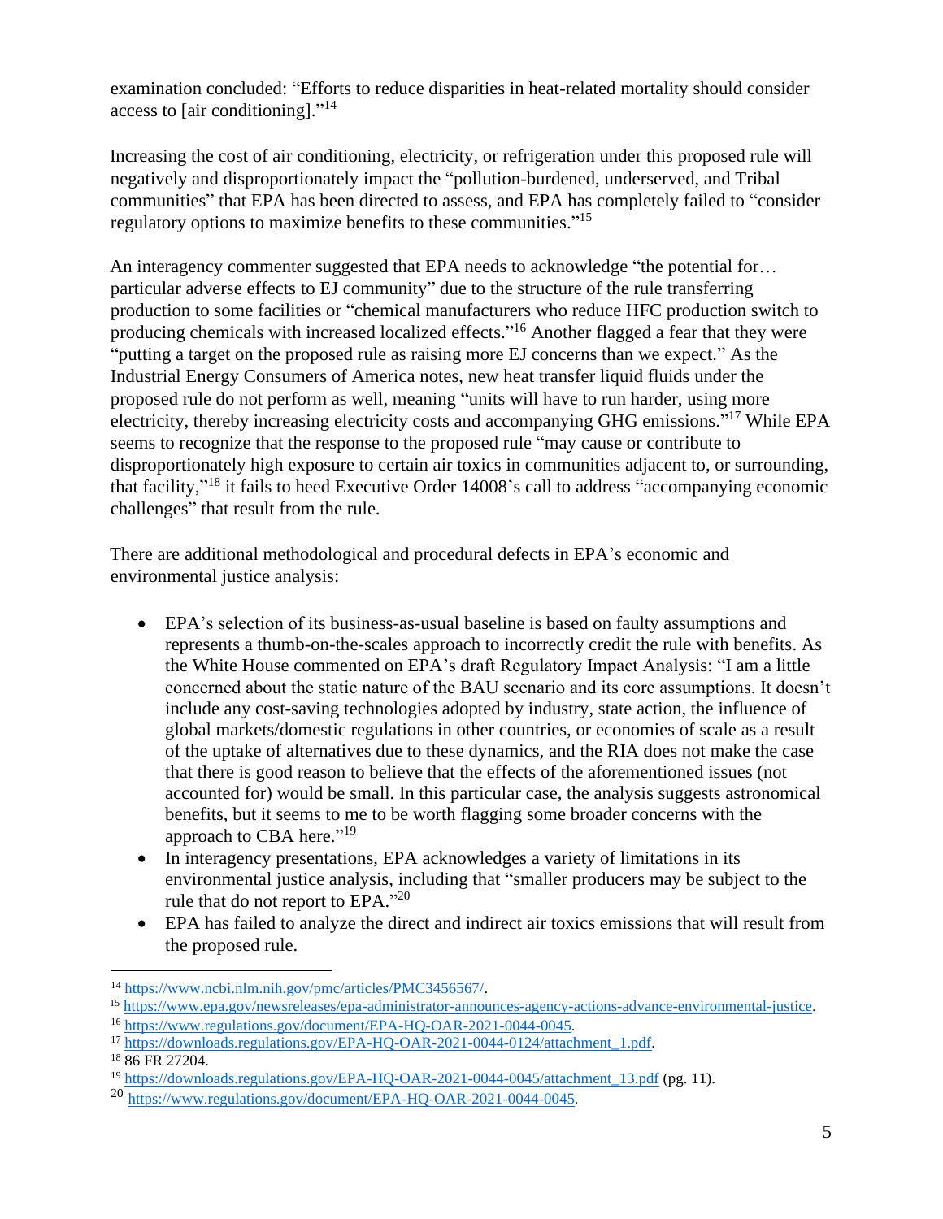examination concluded: "Efforts to reduce disparities in heat-related mortality should consider access to [air conditioning]."[14]

Increasing the cost of air conditioning, electricity, or refrigeration under this proposed rule will negatively and disproportionately impact the "pollution-burdened, underserved, and Tribal communities" that EPA has been directed to assess, and EPA has completely failed to "consider regulatory options to maximize benefits to these communities."[15]

An interagency commenter suggested that EPA needs to acknowledge "the potential for… particular adverse effects to EJ community" due to the structure of the rule transferring production to some facilities or "chemical manufacturers who reduce HFC production switch to producing chemicals with increased localized effects."[16] Another flagged a fear that they were "putting a target on the proposed rule as raising more EJ concerns than we expect." As the Industrial Energy Consumers of America notes, new heat transfer liquid fluids under the proposed rule do not perform as well, meaning "units will have to run harder, using more electricity, thereby increasing electricity costs and accompanying GHG emissions."[17] While EPA seems to recognize that the response to the proposed rule "may cause or contribute to disproportionately high exposure to certain air toxics in communities adjacent to, or surrounding, that facility,"[18] it fails to heed Executive Order 14008's call to address "accompanying economic challenges" that result from the rule.

There are additional methodological and procedural defects in EPA's economic and environmental justice analysis:

- EPA's selection of its business-as-usual baseline is based on faulty assumptions and represents a thumb-on-the-scales approach to incorrectly credit the rule with benefits. As the White House commented on EPA's draft Regulatory Impact Analysis: "I am a little concerned about the static nature of the BAU scenario and its core assumptions. It doesn't include any cost-saving technologies adopted by industry, state action, the influence of global markets/domestic regulations in other countries, or economies of scale as a result of the uptake of alternatives due to these dynamics, and the RIA does not make the case that there is good reason to believe that the effects of the aforementioned issues (not accounted for) would be small. In this particular case, the analysis suggests astronomical benefits, but it seems to me to be worth flagging some broader concerns with the approach to CBA here."[19]
- In interagency presentations, EPA acknowledges a variety of limitations in its environmental justice analysis, including that "smaller producers may be subject to the rule that do not report to EPA."[20]
- EPA has failed to analyze the direct and indirect air toxics emissions that will result from the proposed rule.

---

[14] https://www.ncbi.nlm.nih.gov/pmc/articles/PMC3456567/.

[15] https://www.epa.gov/newsreleases/epa-administrator-announces-agency-actions-advance-environmental-justice.

[16] https://www.regulations.gov/document/EPA-HQ-OAR-2021-0044-0045.

[17] https://downloads.regulations.gov/EPA-HQ-OAR-2021-0044-0124/attachment_1.pdf.

[18] 86 FR 27204.

[19] https://downloads.regulations.gov/EPA-HQ-OAR-2021-0044-0045/attachment_13.pdf (pg. 11).

[20] https://www.regulations.gov/document/EPA-HQ-OAR-2021-0044-0045.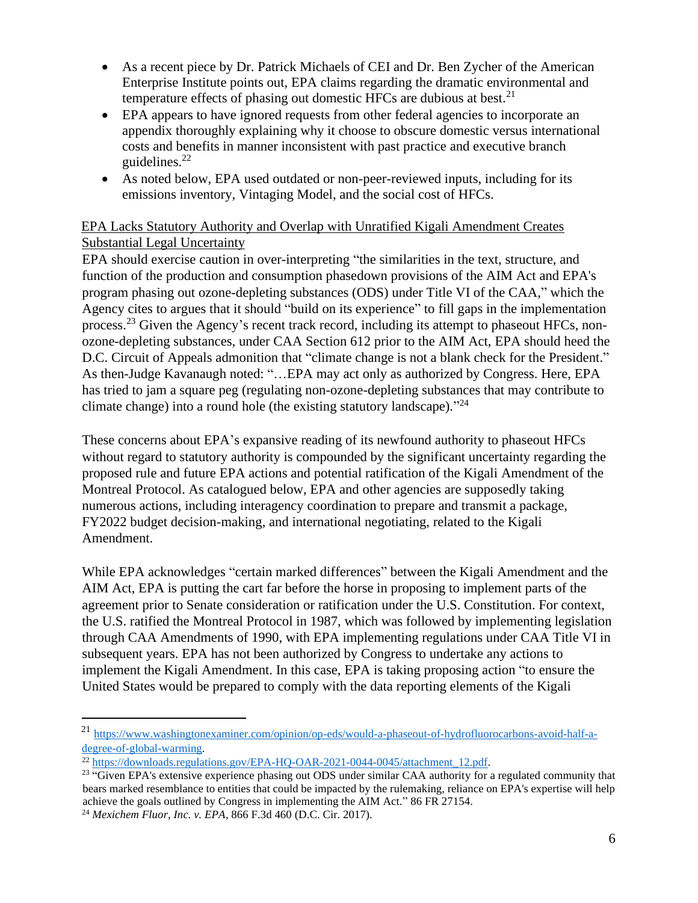- As a recent piece by Dr. Patrick Michaels of CEI and Dr. Ben Zycher of the American Enterprise Institute points out, EPA claims regarding the dramatic environmental and temperature effects of phasing out domestic HFCs are dubious at best.[21]
- EPA appears to have ignored requests from other federal agencies to incorporate an appendix thoroughly explaining why it choose to obscure domestic versus international costs and benefits in manner inconsistent with past practice and executive branch guidelines.[22]
- As noted below, EPA used outdated or non-peer-reviewed inputs, including for its emissions inventory, Vintaging Model, and the social cost of HFCs.

<u>EPA Lacks Statutory Authority and Overlap with Unratified Kigali Amendment Creates Substantial Legal Uncertainty</u>

EPA should exercise caution in over-interpreting "the similarities in the text, structure, and function of the production and consumption phasedown provisions of the AIM Act and EPA's program phasing out ozone-depleting substances (ODS) under Title VI of the CAA," which the Agency cites to argues that it should "build on its experience" to fill gaps in the implementation process.[23] Given the Agency's recent track record, including its attempt to phaseout HFCs, non-ozone-depleting substances, under CAA Section 612 prior to the AIM Act, EPA should heed the D.C. Circuit of Appeals admonition that "climate change is not a blank check for the President." As then-Judge Kavanaugh noted: "…EPA may act only as authorized by Congress. Here, EPA has tried to jam a square peg (regulating non-ozone-depleting substances that may contribute to climate change) into a round hole (the existing statutory landscape)."[24]

These concerns about EPA's expansive reading of its newfound authority to phaseout HFCs without regard to statutory authority is compounded by the significant uncertainty regarding the proposed rule and future EPA actions and potential ratification of the Kigali Amendment of the Montreal Protocol. As catalogued below, EPA and other agencies are supposedly taking numerous actions, including interagency coordination to prepare and transmit a package, FY2022 budget decision-making, and international negotiating, related to the Kigali Amendment.

While EPA acknowledges "certain marked differences" between the Kigali Amendment and the AIM Act, EPA is putting the cart far before the horse in proposing to implement parts of the agreement prior to Senate consideration or ratification under the U.S. Constitution. For context, the U.S. ratified the Montreal Protocol in 1987, which was followed by implementing legislation through CAA Amendments of 1990, with EPA implementing regulations under CAA Title VI in subsequent years. EPA has not been authorized by Congress to undertake any actions to implement the Kigali Amendment. In this case, EPA is taking proposing action "to ensure the United States would be prepared to comply with the data reporting elements of the Kigali

---

[21] https://www.washingtonexaminer.com/opinion/op-eds/would-a-phaseout-of-hydrofluorocarbons-avoid-half-a-degree-of-global-warming.

[22] https://downloads.regulations.gov/EPA-HQ-OAR-2021-0044-0045/attachment_12.pdf.

[23] "Given EPA's extensive experience phasing out ODS under similar CAA authority for a regulated community that bears marked resemblance to entities that could be impacted by the rulemaking, reliance on EPA's expertise will help achieve the goals outlined by Congress in implementing the AIM Act." 86 FR 27154.

[24] *Mexichem Fluor, Inc. v. EPA*, 866 F.3d 460 (D.C. Cir. 2017).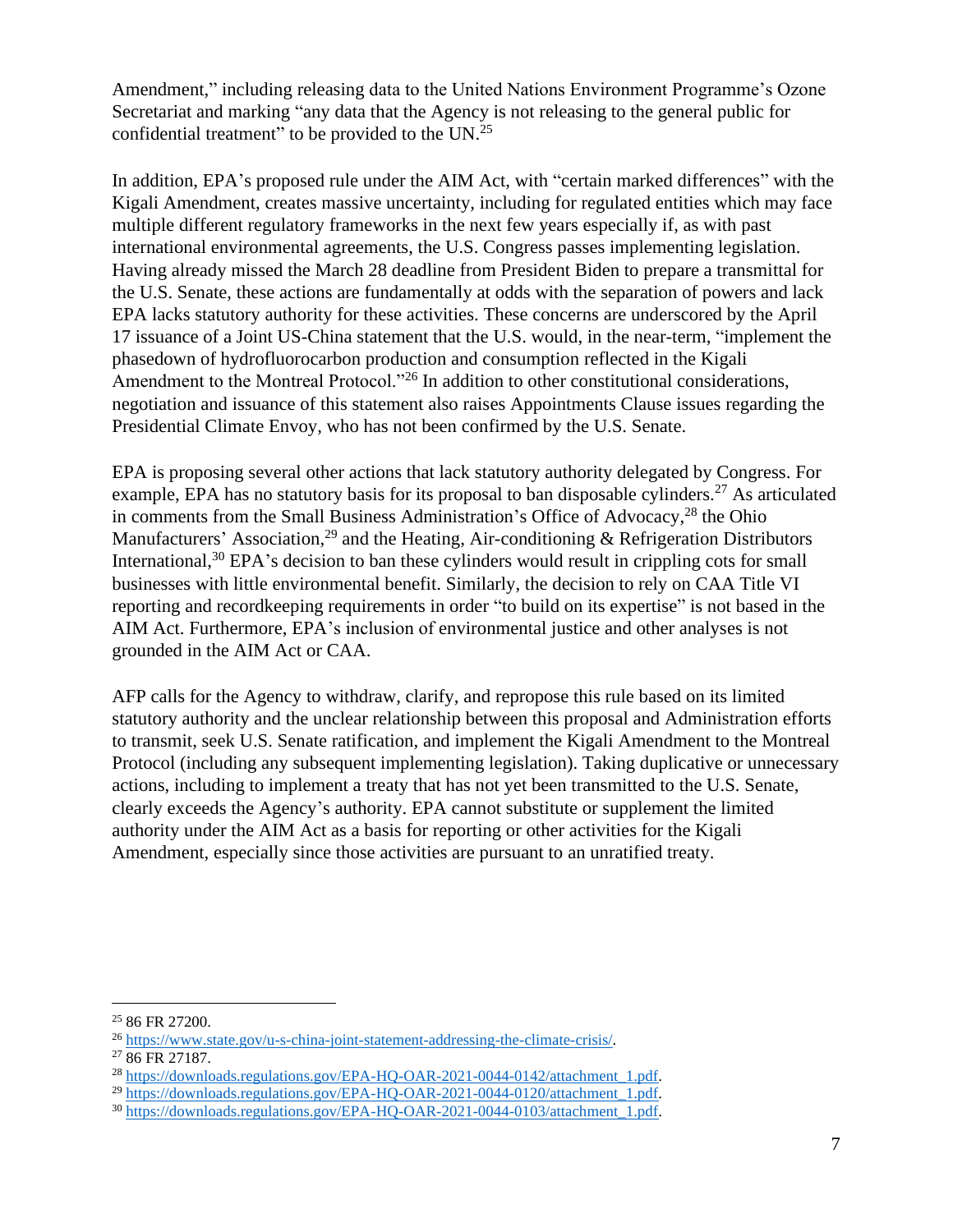Amendment," including releasing data to the United Nations Environment Programme's Ozone Secretariat and marking "any data that the Agency is not releasing to the general public for confidential treatment" to be provided to the UN.[25]

In addition, EPA's proposed rule under the AIM Act, with "certain marked differences" with the Kigali Amendment, creates massive uncertainty, including for regulated entities which may face multiple different regulatory frameworks in the next few years especially if, as with past international environmental agreements, the U.S. Congress passes implementing legislation. Having already missed the March 28 deadline from President Biden to prepare a transmittal for the U.S. Senate, these actions are fundamentally at odds with the separation of powers and lack EPA lacks statutory authority for these activities. These concerns are underscored by the April 17 issuance of a Joint US-China statement that the U.S. would, in the near-term, "implement the phasedown of hydrofluorocarbon production and consumption reflected in the Kigali Amendment to the Montreal Protocol."[26] In addition to other constitutional considerations, negotiation and issuance of this statement also raises Appointments Clause issues regarding the Presidential Climate Envoy, who has not been confirmed by the U.S. Senate.

EPA is proposing several other actions that lack statutory authority delegated by Congress. For example, EPA has no statutory basis for its proposal to ban disposable cylinders.[27] As articulated in comments from the Small Business Administration's Office of Advocacy,[28] the Ohio Manufacturers' Association,[29] and the Heating, Air-conditioning & Refrigeration Distributors International,[30] EPA's decision to ban these cylinders would result in crippling cots for small businesses with little environmental benefit. Similarly, the decision to rely on CAA Title VI reporting and recordkeeping requirements in order "to build on its expertise" is not based in the AIM Act. Furthermore, EPA's inclusion of environmental justice and other analyses is not grounded in the AIM Act or CAA.

AFP calls for the Agency to withdraw, clarify, and repropose this rule based on its limited statutory authority and the unclear relationship between this proposal and Administration efforts to transmit, seek U.S. Senate ratification, and implement the Kigali Amendment to the Montreal Protocol (including any subsequent implementing legislation). Taking duplicative or unnecessary actions, including to implement a treaty that has not yet been transmitted to the U.S. Senate, clearly exceeds the Agency's authority. EPA cannot substitute or supplement the limited authority under the AIM Act as a basis for reporting or other activities for the Kigali Amendment, especially since those activities are pursuant to an unratified treaty.

---

[25] 86 FR 27200.

[26] https://www.state.gov/u-s-china-joint-statement-addressing-the-climate-crisis/.

[27] 86 FR 27187.

[28] https://downloads.regulations.gov/EPA-HQ-OAR-2021-0044-0142/attachment_1.pdf.

[29] https://downloads.regulations.gov/EPA-HQ-OAR-2021-0044-0120/attachment_1.pdf.

[30] https://downloads.regulations.gov/EPA-HQ-OAR-2021-0044-0103/attachment_1.pdf.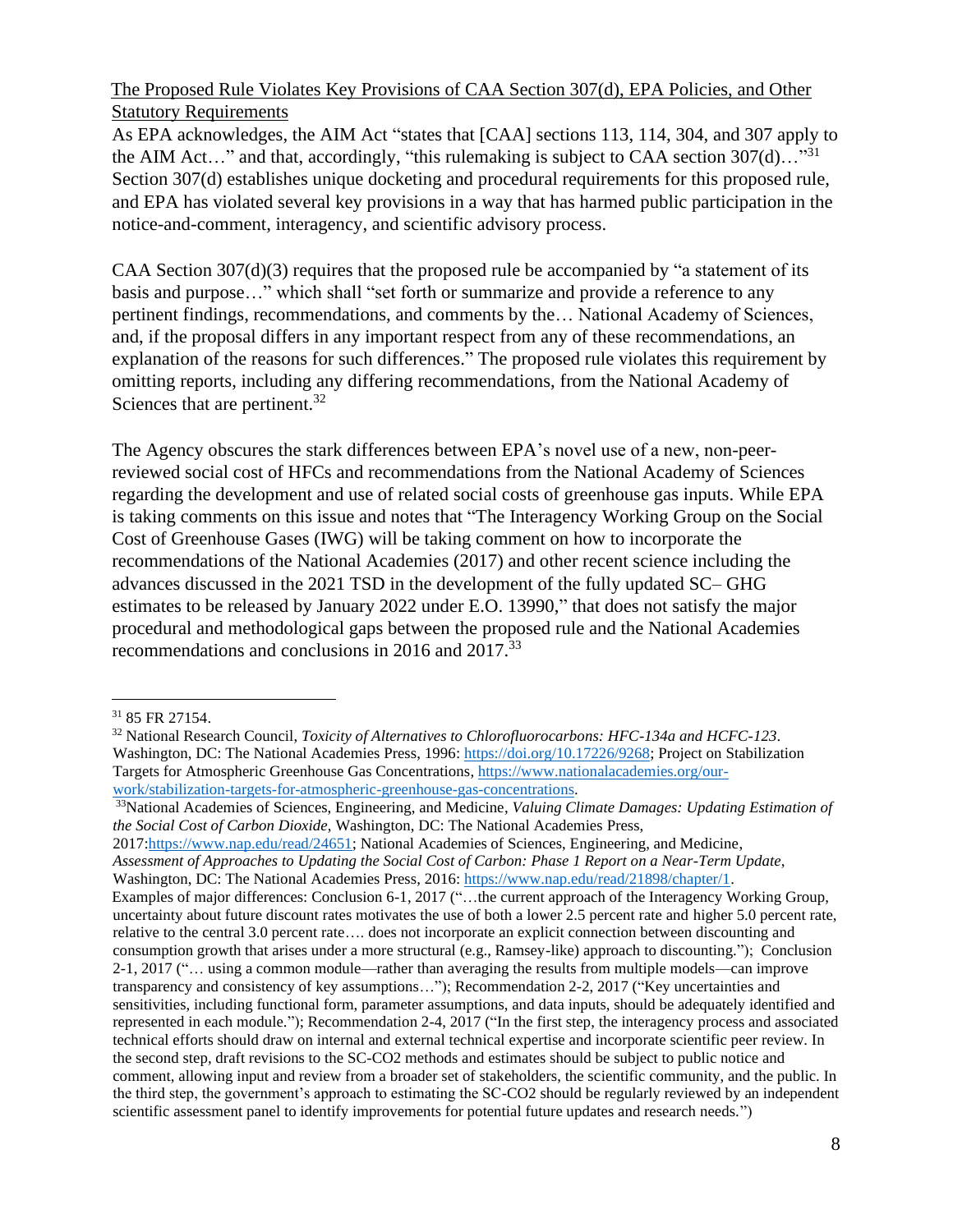The Proposed Rule Violates Key Provisions of CAA Section 307(d), EPA Policies, and Other Statutory Requirements

As EPA acknowledges, the AIM Act "states that [CAA] sections 113, 114, 304, and 307 apply to the AIM Act…" and that, accordingly, "this rulemaking is subject to CAA section 307(d)…"[31] Section 307(d) establishes unique docketing and procedural requirements for this proposed rule, and EPA has violated several key provisions in a way that has harmed public participation in the notice-and-comment, interagency, and scientific advisory process.

CAA Section 307(d)(3) requires that the proposed rule be accompanied by "a statement of its basis and purpose…" which shall "set forth or summarize and provide a reference to any pertinent findings, recommendations, and comments by the… National Academy of Sciences, and, if the proposal differs in any important respect from any of these recommendations, an explanation of the reasons for such differences." The proposed rule violates this requirement by omitting reports, including any differing recommendations, from the National Academy of Sciences that are pertinent.[32]

The Agency obscures the stark differences between EPA's novel use of a new, non-peer-reviewed social cost of HFCs and recommendations from the National Academy of Sciences regarding the development and use of related social costs of greenhouse gas inputs. While EPA is taking comments on this issue and notes that "The Interagency Working Group on the Social Cost of Greenhouse Gases (IWG) will be taking comment on how to incorporate the recommendations of the National Academies (2017) and other recent science including the advances discussed in the 2021 TSD in the development of the fully updated SC– GHG estimates to be released by January 2022 under E.O. 13990," that does not satisfy the major procedural and methodological gaps between the proposed rule and the National Academies recommendations and conclusions in 2016 and 2017.[33]

---

[31] 85 FR 27154.

[32] National Research Council, *Toxicity of Alternatives to Chlorofluorocarbons: HFC-134a and HCFC-123*. Washington, DC: The National Academies Press, 1996: https://doi.org/10.17226/9268; Project on Stabilization Targets for Atmospheric Greenhouse Gas Concentrations, https://www.nationalacademies.org/our-work/stabilization-targets-for-atmospheric-greenhouse-gas-concentrations.

[33] National Academies of Sciences, Engineering, and Medicine, *Valuing Climate Damages: Updating Estimation of the Social Cost of Carbon Dioxide*, Washington, DC: The National Academies Press, 2017:https://www.nap.edu/read/24651; National Academies of Sciences, Engineering, and Medicine, *Assessment of Approaches to Updating the Social Cost of Carbon: Phase 1 Report on a Near-Term Update*, Washington, DC: The National Academies Press, 2016: https://www.nap.edu/read/21898/chapter/1.
Examples of major differences: Conclusion 6-1, 2017 ("…the current approach of the Interagency Working Group, uncertainty about future discount rates motivates the use of both a lower 2.5 percent rate and higher 5.0 percent rate, relative to the central 3.0 percent rate…. does not incorporate an explicit connection between discounting and consumption growth that arises under a more structural (e.g., Ramsey-like) approach to discounting."); Conclusion 2-1, 2017 ("… using a common module—rather than averaging the results from multiple models—can improve transparency and consistency of key assumptions…"); Recommendation 2-2, 2017 ("Key uncertainties and sensitivities, including functional form, parameter assumptions, and data inputs, should be adequately identified and represented in each module."); Recommendation 2-4, 2017 ("In the first step, the interagency process and associated technical efforts should draw on internal and external technical expertise and incorporate scientific peer review. In the second step, draft revisions to the SC-CO2 methods and estimates should be subject to public notice and comment, allowing input and review from a broader set of stakeholders, the scientific community, and the public. In the third step, the government's approach to estimating the SC-CO2 should be regularly reviewed by an independent scientific assessment panel to identify improvements for potential future updates and research needs.")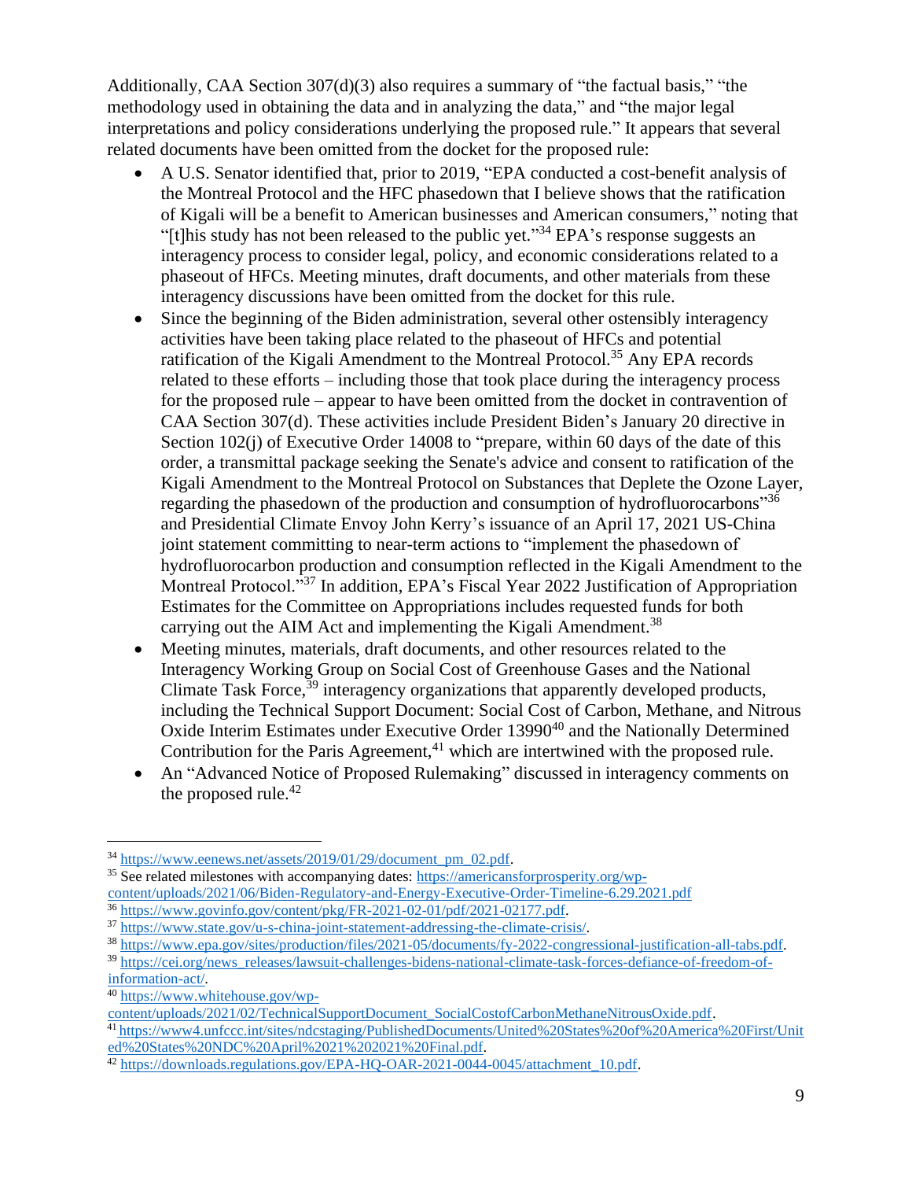Additionally, CAA Section 307(d)(3) also requires a summary of "the factual basis," "the methodology used in obtaining the data and in analyzing the data," and "the major legal interpretations and policy considerations underlying the proposed rule." It appears that several related documents have been omitted from the docket for the proposed rule:

- A U.S. Senator identified that, prior to 2019, "EPA conducted a cost-benefit analysis of the Montreal Protocol and the HFC phasedown that I believe shows that the ratification of Kigali will be a benefit to American businesses and American consumers," noting that "[t]his study has not been released to the public yet."[34] EPA's response suggests an interagency process to consider legal, policy, and economic considerations related to a phaseout of HFCs. Meeting minutes, draft documents, and other materials from these interagency discussions have been omitted from the docket for this rule.
- Since the beginning of the Biden administration, several other ostensibly interagency activities have been taking place related to the phaseout of HFCs and potential ratification of the Kigali Amendment to the Montreal Protocol.[35] Any EPA records related to these efforts – including those that took place during the interagency process for the proposed rule – appear to have been omitted from the docket in contravention of CAA Section 307(d). These activities include President Biden's January 20 directive in Section 102(j) of Executive Order 14008 to "prepare, within 60 days of the date of this order, a transmittal package seeking the Senate's advice and consent to ratification of the Kigali Amendment to the Montreal Protocol on Substances that Deplete the Ozone Layer, regarding the phasedown of the production and consumption of hydrofluorocarbons"[36] and Presidential Climate Envoy John Kerry's issuance of an April 17, 2021 US-China joint statement committing to near-term actions to "implement the phasedown of hydrofluorocarbon production and consumption reflected in the Kigali Amendment to the Montreal Protocol."[37] In addition, EPA's Fiscal Year 2022 Justification of Appropriation Estimates for the Committee on Appropriations includes requested funds for both carrying out the AIM Act and implementing the Kigali Amendment.[38]
- Meeting minutes, materials, draft documents, and other resources related to the Interagency Working Group on Social Cost of Greenhouse Gases and the National Climate Task Force,[39] interagency organizations that apparently developed products, including the Technical Support Document: Social Cost of Carbon, Methane, and Nitrous Oxide Interim Estimates under Executive Order 13990[40] and the Nationally Determined Contribution for the Paris Agreement,[41] which are intertwined with the proposed rule.
- An "Advanced Notice of Proposed Rulemaking" discussed in interagency comments on the proposed rule.[42]

---

[34] https://www.eenews.net/assets/2019/01/29/document_pm_02.pdf.

[35] See related milestones with accompanying dates: https://americansforprosperity.org/wp-content/uploads/2021/06/Biden-Regulatory-and-Energy-Executive-Order-Timeline-6.29.2021.pdf

[36] https://www.govinfo.gov/content/pkg/FR-2021-02-01/pdf/2021-02177.pdf.

[37] https://www.state.gov/u-s-china-joint-statement-addressing-the-climate-crisis/.

[38] https://www.epa.gov/sites/production/files/2021-05/documents/fy-2022-congressional-justification-all-tabs.pdf.

[39] https://cei.org/news_releases/lawsuit-challenges-bidens-national-climate-task-forces-defiance-of-freedom-of-information-act/.

[40] https://www.whitehouse.gov/wp-content/uploads/2021/02/TechnicalSupportDocument_SocialCostofCarbonMethaneNitrousOxide.pdf.

[41] https://www4.unfccc.int/sites/ndcstaging/PublishedDocuments/United%20States%20of%20America%20First/United%20States%20NDC%20April%2021%202021%20Final.pdf.

[42] https://downloads.regulations.gov/EPA-HQ-OAR-2021-0044-0045/attachment_10.pdf.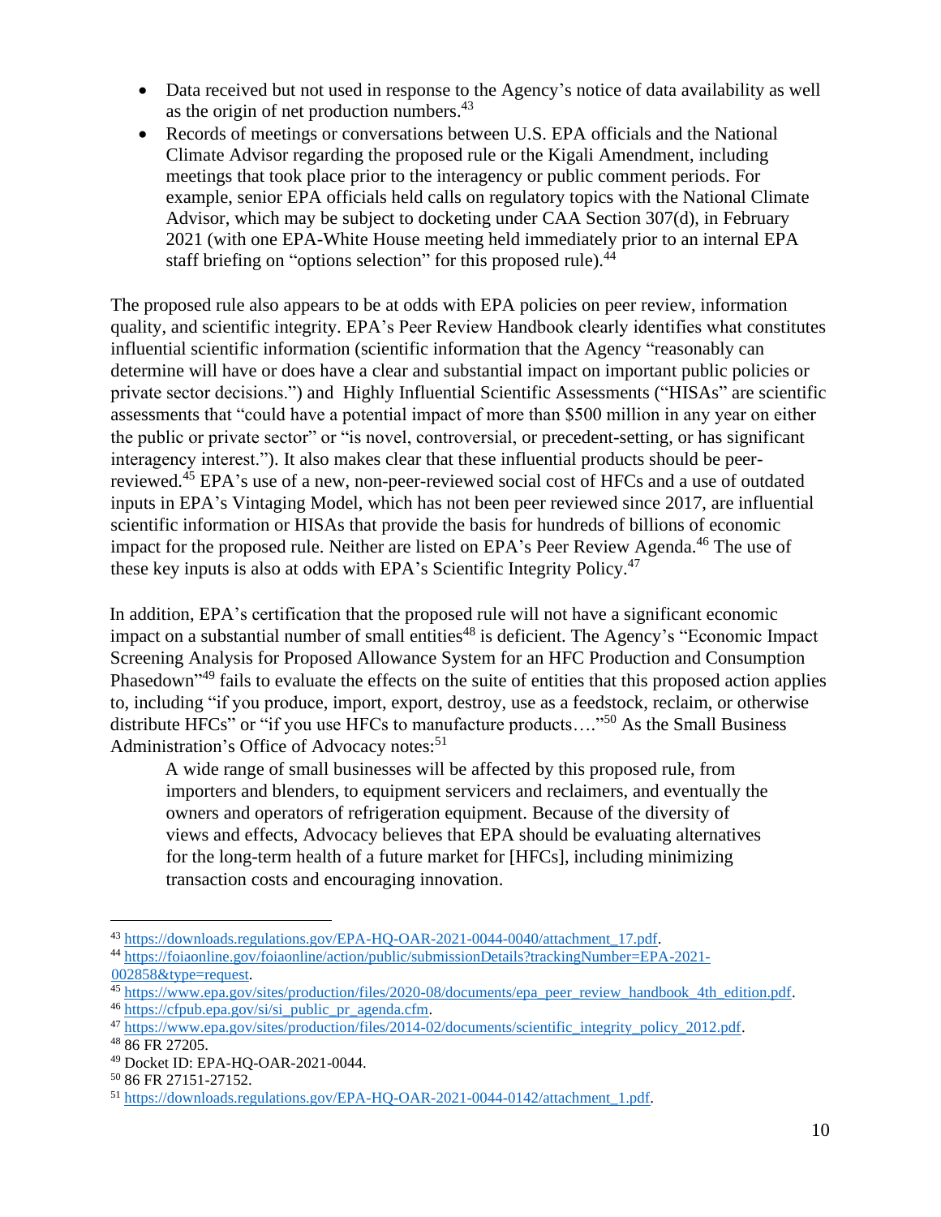- Data received but not used in response to the Agency's notice of data availability as well as the origin of net production numbers.[43]
- Records of meetings or conversations between U.S. EPA officials and the National Climate Advisor regarding the proposed rule or the Kigali Amendment, including meetings that took place prior to the interagency or public comment periods. For example, senior EPA officials held calls on regulatory topics with the National Climate Advisor, which may be subject to docketing under CAA Section 307(d), in February 2021 (with one EPA-White House meeting held immediately prior to an internal EPA staff briefing on "options selection" for this proposed rule).[44]

The proposed rule also appears to be at odds with EPA policies on peer review, information quality, and scientific integrity. EPA's Peer Review Handbook clearly identifies what constitutes influential scientific information (scientific information that the Agency "reasonably can determine will have or does have a clear and substantial impact on important public policies or private sector decisions.") and Highly Influential Scientific Assessments ("HISAs" are scientific assessments that "could have a potential impact of more than $500 million in any year on either the public or private sector" or "is novel, controversial, or precedent-setting, or has significant interagency interest."). It also makes clear that these influential products should be peer-reviewed.[45] EPA's use of a new, non-peer-reviewed social cost of HFCs and a use of outdated inputs in EPA's Vintaging Model, which has not been peer reviewed since 2017, are influential scientific information or HISAs that provide the basis for hundreds of billions of economic impact for the proposed rule. Neither are listed on EPA's Peer Review Agenda.[46] The use of these key inputs is also at odds with EPA's Scientific Integrity Policy.[47]

In addition, EPA's certification that the proposed rule will not have a significant economic impact on a substantial number of small entities[48] is deficient. The Agency's "Economic Impact Screening Analysis for Proposed Allowance System for an HFC Production and Consumption Phasedown"[49] fails to evaluate the effects on the suite of entities that this proposed action applies to, including "if you produce, import, export, destroy, use as a feedstock, reclaim, or otherwise distribute HFCs" or "if you use HFCs to manufacture products…."[50] As the Small Business Administration's Office of Advocacy notes:[51]

> A wide range of small businesses will be affected by this proposed rule, from importers and blenders, to equipment servicers and reclaimers, and eventually the owners and operators of refrigeration equipment. Because of the diversity of views and effects, Advocacy believes that EPA should be evaluating alternatives for the long-term health of a future market for [HFCs], including minimizing transaction costs and encouraging innovation.

---

[43] https://downloads.regulations.gov/EPA-HQ-OAR-2021-0044-0040/attachment_17.pdf.
[44] https://foiaonline.gov/foiaonline/action/public/submissionDetails?trackingNumber=EPA-2021-002858&type=request.
[45] https://www.epa.gov/sites/production/files/2020-08/documents/epa_peer_review_handbook_4th_edition.pdf.
[46] https://cfpub.epa.gov/si/si_public_pr_agenda.cfm.
[47] https://www.epa.gov/sites/production/files/2014-02/documents/scientific_integrity_policy_2012.pdf.
[48] 86 FR 27205.
[49] Docket ID: EPA-HQ-OAR-2021-0044.
[50] 86 FR 27151-27152.
[51] https://downloads.regulations.gov/EPA-HQ-OAR-2021-0044-0142/attachment_1.pdf.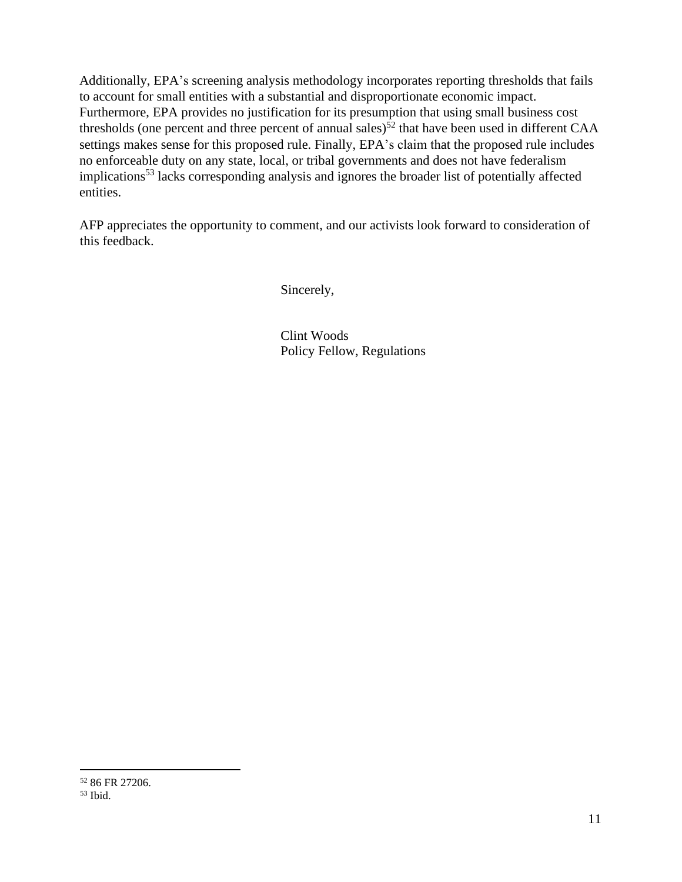Additionally, EPA's screening analysis methodology incorporates reporting thresholds that fails to account for small entities with a substantial and disproportionate economic impact. Furthermore, EPA provides no justification for its presumption that using small business cost thresholds (one percent and three percent of annual sales)[52] that have been used in different CAA settings makes sense for this proposed rule. Finally, EPA's claim that the proposed rule includes no enforceable duty on any state, local, or tribal governments and does not have federalism implications[53] lacks corresponding analysis and ignores the broader list of potentially affected entities.

AFP appreciates the opportunity to comment, and our activists look forward to consideration of this feedback.

Sincerely,

Clint Woods
Policy Fellow, Regulations

---

[52] 86 FR 27206.

[53] Ibid.